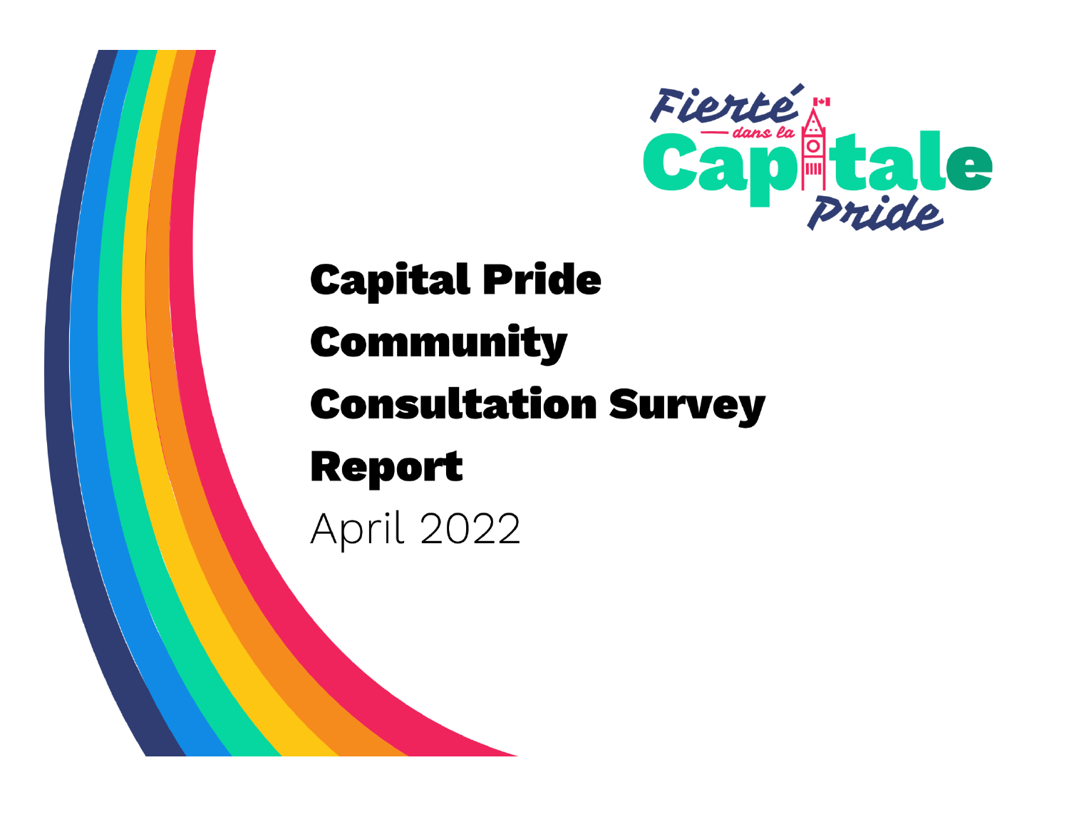Fierté dans la Capitale Pride

# Capital Pride Community Consultation Survey Report

April 2022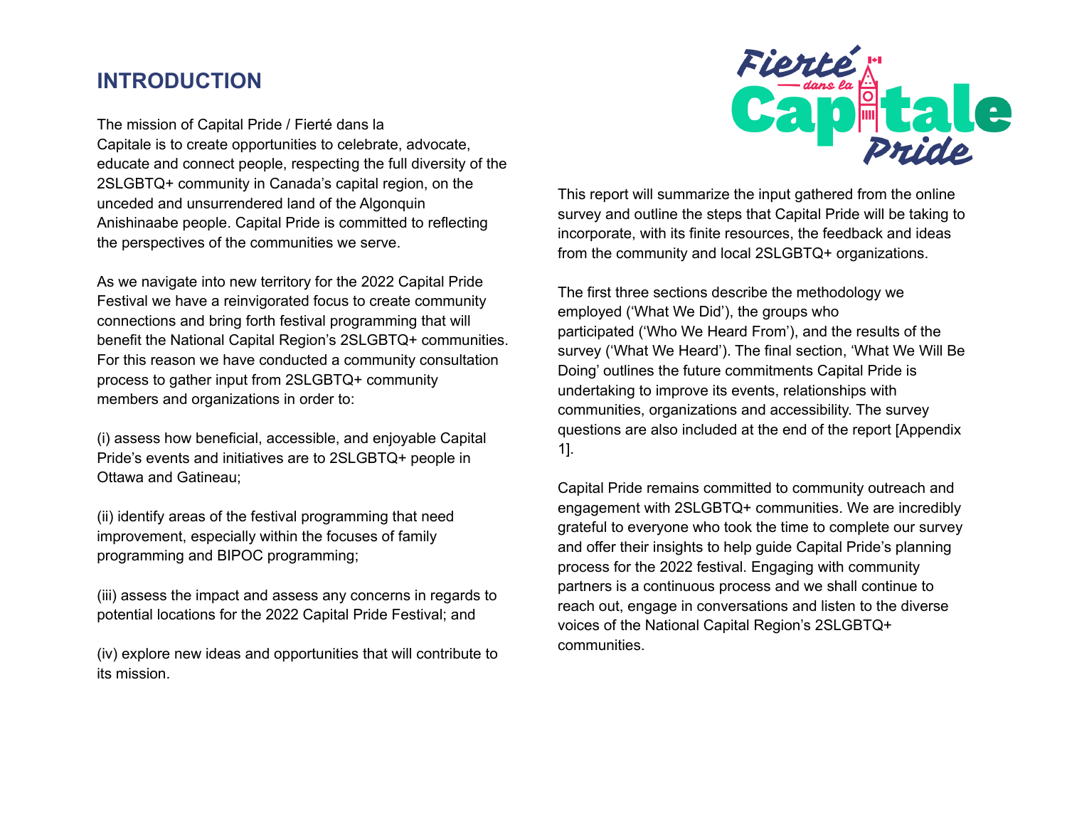## INTRODUCTION

The mission of Capital Pride / Fierté dans la Capitale is to create opportunities to celebrate, advocate, educate and connect people, respecting the full diversity of the 2SLGBTQ+ community in Canada's capital region, on the unceded and unsurrendered land of the Algonquin Anishinaabe people. Capital Pride is committed to reflecting the perspectives of the communities we serve.

As we navigate into new territory for the 2022 Capital Pride Festival we have a reinvigorated focus to create community connections and bring forth festival programming that will benefit the National Capital Region's 2SLGBTQ+ communities. For this reason we have conducted a community consultation process to gather input from 2SLGBTQ+ community members and organizations in order to:

(i) assess how beneficial, accessible, and enjoyable Capital Pride's events and initiatives are to 2SLGBTQ+ people in Ottawa and Gatineau;

(ii) identify areas of the festival programming that need improvement, especially within the focuses of family programming and BIPOC programming;

(iii) assess the impact and assess any concerns in regards to potential locations for the 2022 Capital Pride Festival; and

(iv) explore new ideas and opportunities that will contribute to its mission.

This report will summarize the input gathered from the online survey and outline the steps that Capital Pride will be taking to incorporate, with its finite resources, the feedback and ideas from the community and local 2SLGBTQ+ organizations.

The first three sections describe the methodology we employed ('What We Did'), the groups who participated ('Who We Heard From'), and the results of the survey ('What We Heard'). The final section, 'What We Will Be Doing' outlines the future commitments Capital Pride is undertaking to improve its events, relationships with communities, organizations and accessibility. The survey questions are also included at the end of the report [Appendix 1].

Capital Pride remains committed to community outreach and engagement with 2SLGBTQ+ communities. We are incredibly grateful to everyone who took the time to complete our survey and offer their insights to help guide Capital Pride's planning process for the 2022 festival. Engaging with community partners is a continuous process and we shall continue to reach out, engage in conversations and listen to the diverse voices of the National Capital Region's 2SLGBTQ+ communities.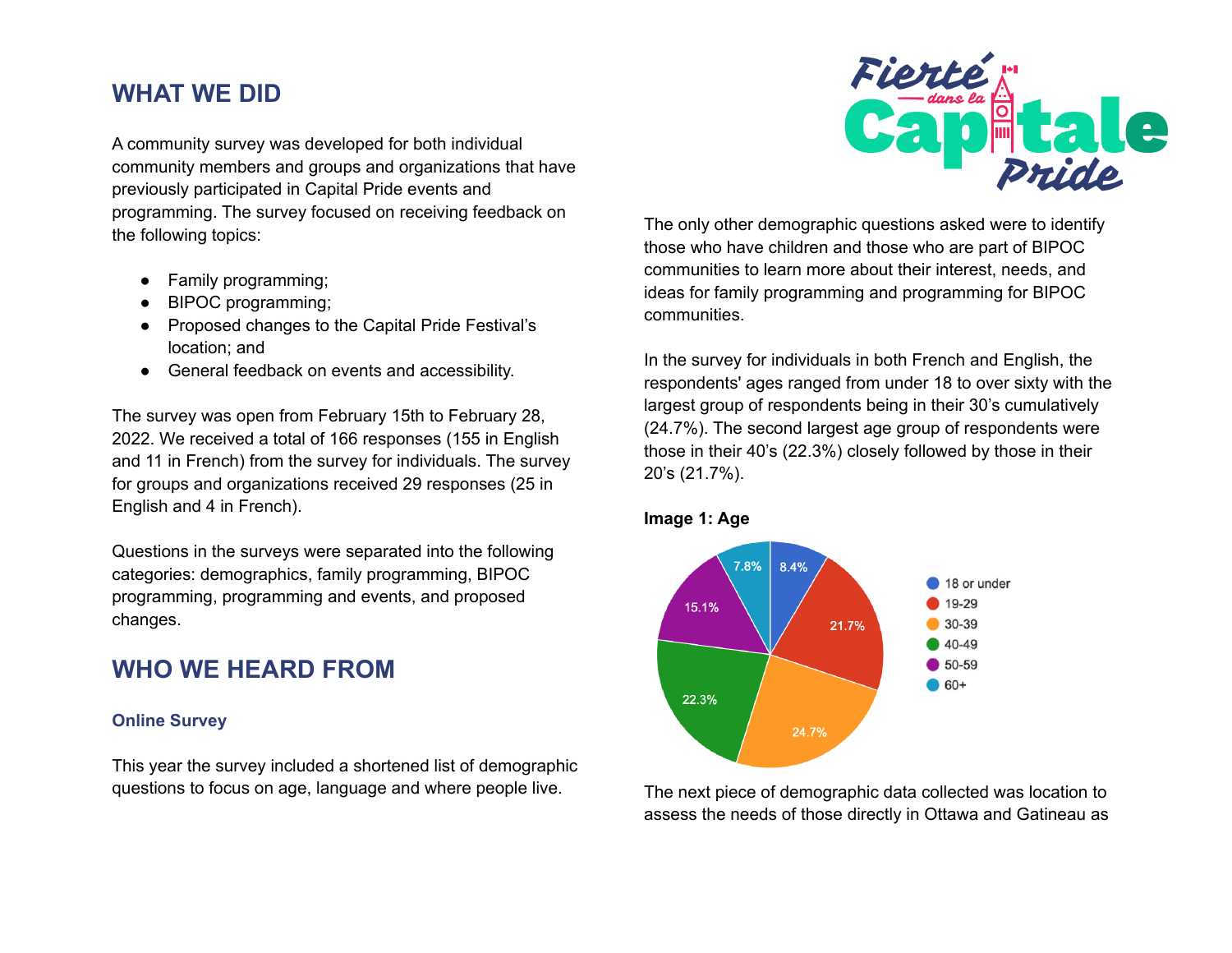## WHAT WE DID

A community survey was developed for both individual community members and groups and organizations that have previously participated in Capital Pride events and programming. The survey focused on receiving feedback on the following topics:

- Family programming;
- BIPOC programming;
- Proposed changes to the Capital Pride Festival's location; and
- General feedback on events and accessibility.

The survey was open from February 15th to February 28, 2022. We received a total of 166 responses (155 in English and 11 in French) from the survey for individuals. The survey for groups and organizations received 29 responses (25 in English and 4 in French).

Questions in the surveys were separated into the following categories: demographics, family programming, BIPOC programming, programming and events, and proposed changes.

## WHO WE HEARD FROM

### Online Survey

This year the survey included a shortened list of demographic questions to focus on age, language and where people live.

The only other demographic questions asked were to identify those who have children and those who are part of BIPOC communities to learn more about their interest, needs, and ideas for family programming and programming for BIPOC communities.

In the survey for individuals in both French and English, the respondents' ages ranged from under 18 to over sixty with the largest group of respondents being in their 30's cumulatively (24.7%). The second largest age group of respondents were those in their 40's (22.3%) closely followed by those in their 20's (21.7%).

**Image 1: Age**

| Age | Percentage |
|---|---|
| 18 or under | 8.4% |
| 19-29 | 21.7% |
| 30-39 | 24.7% |
| 40-49 | 22.3% |
| 50-59 | 15.1% |
| 60+ | 7.8% |

The next piece of demographic data collected was location to assess the needs of those directly in Ottawa and Gatineau as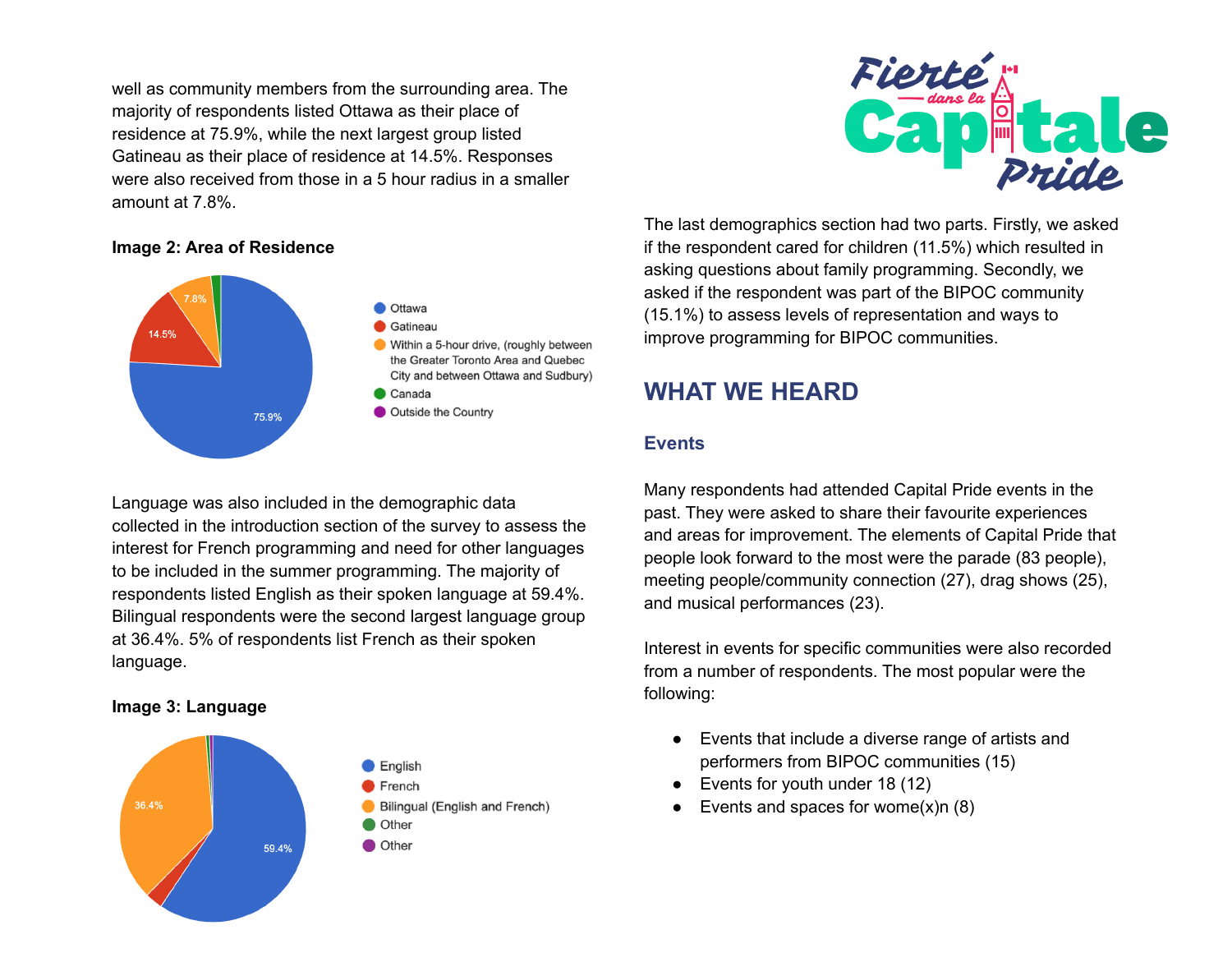well as community members from the surrounding area. The majority of respondents listed Ottawa as their place of residence at 75.9%, while the next largest group listed Gatineau as their place of residence at 14.5%. Responses were also received from those in a 5 hour radius in a smaller amount at 7.8%.

**Image 2: Area of Residence**

Language was also included in the demographic data collected in the introduction section of the survey to assess the interest for French programming and need for other languages to be included in the summer programming. The majority of respondents listed English as their spoken language at 59.4%. Bilingual respondents were the second largest language group at 36.4%. 5% of respondents list French as their spoken language.

**Image 3: Language**

The last demographics section had two parts. Firstly, we asked if the respondent cared for children (11.5%) which resulted in asking questions about family programming. Secondly, we asked if the respondent was part of the BIPOC community (15.1%) to assess levels of representation and ways to improve programming for BIPOC communities.

## WHAT WE HEARD

### Events

Many respondents had attended Capital Pride events in the past. They were asked to share their favourite experiences and areas for improvement. The elements of Capital Pride that people look forward to the most were the parade (83 people), meeting people/community connection (27), drag shows (25), and musical performances (23).

Interest in events for specific communities were also recorded from a number of respondents. The most popular were the following:

- Events that include a diverse range of artists and performers from BIPOC communities (15)
- Events for youth under 18 (12)
- Events and spaces for wome(x)n (8)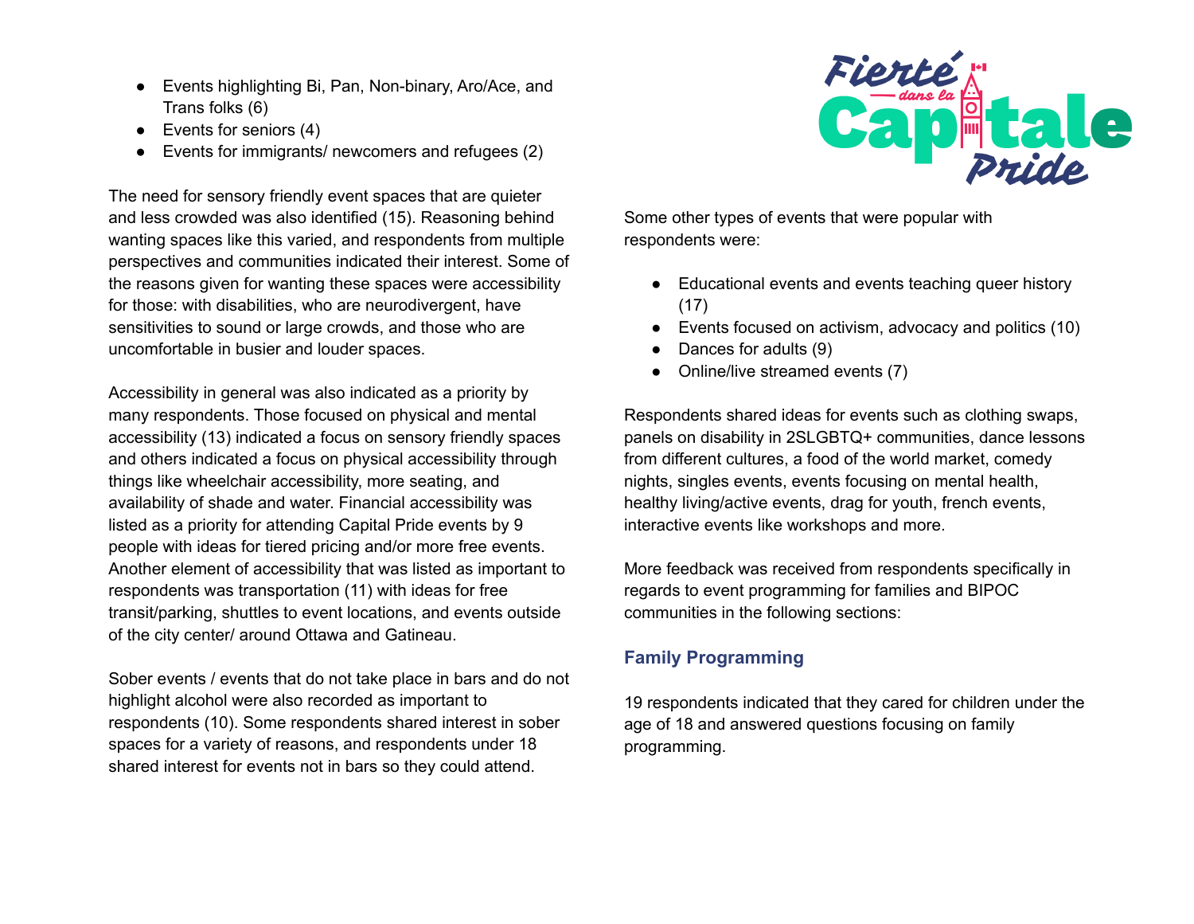- Events highlighting Bi, Pan, Non-binary, Aro/Ace, and Trans folks (6)
- Events for seniors (4)
- Events for immigrants/ newcomers and refugees (2)

The need for sensory friendly event spaces that are quieter and less crowded was also identified (15). Reasoning behind wanting spaces like this varied, and respondents from multiple perspectives and communities indicated their interest. Some of the reasons given for wanting these spaces were accessibility for those: with disabilities, who are neurodivergent, have sensitivities to sound or large crowds, and those who are uncomfortable in busier and louder spaces.

Accessibility in general was also indicated as a priority by many respondents. Those focused on physical and mental accessibility (13) indicated a focus on sensory friendly spaces and others indicated a focus on physical accessibility through things like wheelchair accessibility, more seating, and availability of shade and water. Financial accessibility was listed as a priority for attending Capital Pride events by 9 people with ideas for tiered pricing and/or more free events. Another element of accessibility that was listed as important to respondents was transportation (11) with ideas for free transit/parking, shuttles to event locations, and events outside of the city center/ around Ottawa and Gatineau.

Sober events / events that do not take place in bars and do not highlight alcohol were also recorded as important to respondents (10). Some respondents shared interest in sober spaces for a variety of reasons, and respondents under 18 shared interest for events not in bars so they could attend.

Some other types of events that were popular with respondents were:

- Educational events and events teaching queer history (17)
- Events focused on activism, advocacy and politics (10)
- Dances for adults (9)
- Online/live streamed events (7)

Respondents shared ideas for events such as clothing swaps, panels on disability in 2SLGBTQ+ communities, dance lessons from different cultures, a food of the world market, comedy nights, singles events, events focusing on mental health, healthy living/active events, drag for youth, french events, interactive events like workshops and more.

More feedback was received from respondents specifically in regards to event programming for families and BIPOC communities in the following sections:

## Family Programming

19 respondents indicated that they cared for children under the age of 18 and answered questions focusing on family programming.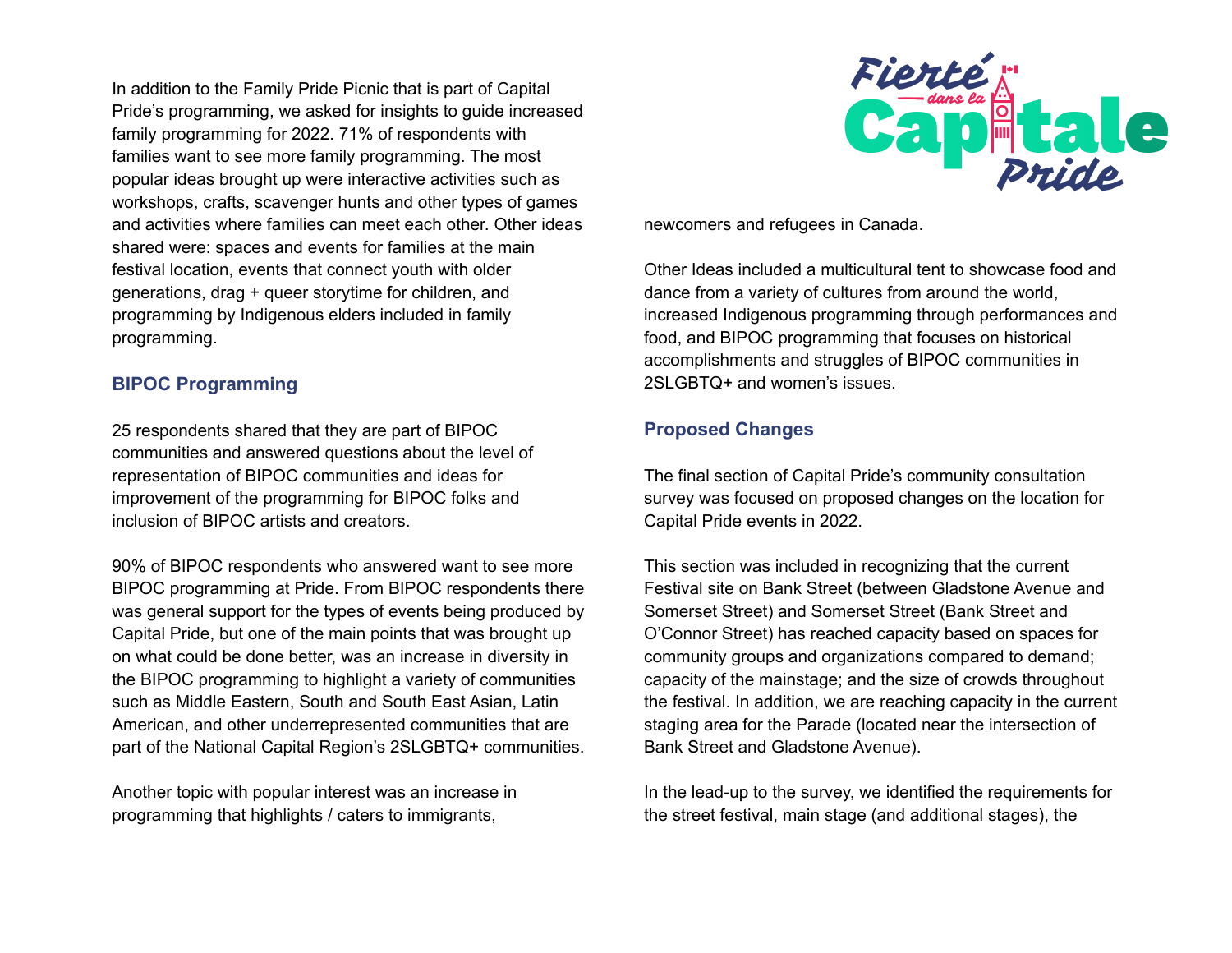In addition to the Family Pride Picnic that is part of Capital Pride's programming, we asked for insights to guide increased family programming for 2022. 71% of respondents with families want to see more family programming. The most popular ideas brought up were interactive activities such as workshops, crafts, scavenger hunts and other types of games and activities where families can meet each other. Other ideas shared were: spaces and events for families at the main festival location, events that connect youth with older generations, drag + queer storytime for children, and programming by Indigenous elders included in family programming.

### BIPOC Programming

25 respondents shared that they are part of BIPOC communities and answered questions about the level of representation of BIPOC communities and ideas for improvement of the programming for BIPOC folks and inclusion of BIPOC artists and creators.

90% of BIPOC respondents who answered want to see more BIPOC programming at Pride. From BIPOC respondents there was general support for the types of events being produced by Capital Pride, but one of the main points that was brought up on what could be done better, was an increase in diversity in the BIPOC programming to highlight a variety of communities such as Middle Eastern, South and South East Asian, Latin American, and other underrepresented communities that are part of the National Capital Region's 2SLGBTQ+ communities.

Another topic with popular interest was an increase in programming that highlights / caters to immigrants, newcomers and refugees in Canada.

Other Ideas included a multicultural tent to showcase food and dance from a variety of cultures from around the world, increased Indigenous programming through performances and food, and BIPOC programming that focuses on historical accomplishments and struggles of BIPOC communities in 2SLGBTQ+ and women's issues.

### Proposed Changes

The final section of Capital Pride's community consultation survey was focused on proposed changes on the location for Capital Pride events in 2022.

This section was included in recognizing that the current Festival site on Bank Street (between Gladstone Avenue and Somerset Street) and Somerset Street (Bank Street and O'Connor Street) has reached capacity based on spaces for community groups and organizations compared to demand; capacity of the mainstage; and the size of crowds throughout the festival. In addition, we are reaching capacity in the current staging area for the Parade (located near the intersection of Bank Street and Gladstone Avenue).

In the lead-up to the survey, we identified the requirements for the street festival, main stage (and additional stages), the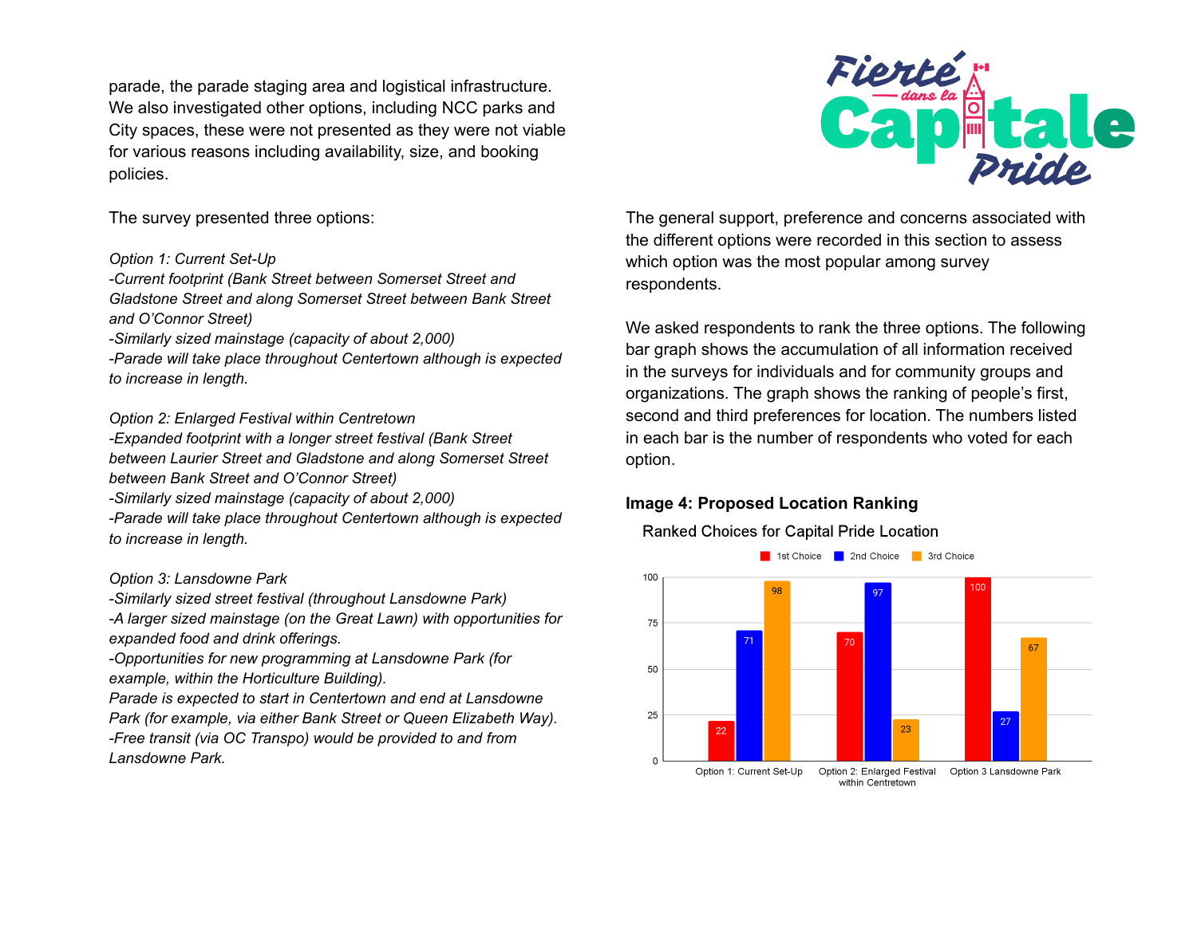parade, the parade staging area and logistical infrastructure. We also investigated other options, including NCC parks and City spaces, these were not presented as they were not viable for various reasons including availability, size, and booking policies.

The survey presented three options:

*Option 1: Current Set-Up*
*-Current footprint (Bank Street between Somerset Street and Gladstone Street and along Somerset Street between Bank Street and O'Connor Street)*
*-Similarly sized mainstage (capacity of about 2,000)*
*-Parade will take place throughout Centertown although is expected to increase in length.*

*Option 2: Enlarged Festival within Centretown*
*-Expanded footprint with a longer street festival (Bank Street between Laurier Street and Gladstone and along Somerset Street between Bank Street and O'Connor Street)*
*-Similarly sized mainstage (capacity of about 2,000)*
*-Parade will take place throughout Centertown although is expected to increase in length.*

*Option 3: Lansdowne Park*
*-Similarly sized street festival (throughout Lansdowne Park)*
*-A larger sized mainstage (on the Great Lawn) with opportunities for expanded food and drink offerings.*
*-Opportunities for new programming at Lansdowne Park (for example, within the Horticulture Building).*
*Parade is expected to start in Centertown and end at Lansdowne Park (for example, via either Bank Street or Queen Elizabeth Way).*
*-Free transit (via OC Transpo) would be provided to and from Lansdowne Park.*

The general support, preference and concerns associated with the different options were recorded in this section to assess which option was the most popular among survey respondents.

We asked respondents to rank the three options. The following bar graph shows the accumulation of all information received in the surveys for individuals and for community groups and organizations. The graph shows the ranking of people's first, second and third preferences for location. The numbers listed in each bar is the number of respondents who voted for each option.

**Image 4: Proposed Location Ranking**

Ranked Choices for Capital Pride Location

| | 1st Choice | 2nd Choice | 3rd Choice |
|---|---|---|---|
| Option 1: Current Set-Up | 22 | 71 | 98 |
| Option 2: Enlarged Festival within Centretown | 70 | 97 | 23 |
| Option 3 Lansdowne Park | 100 | 27 | 67 |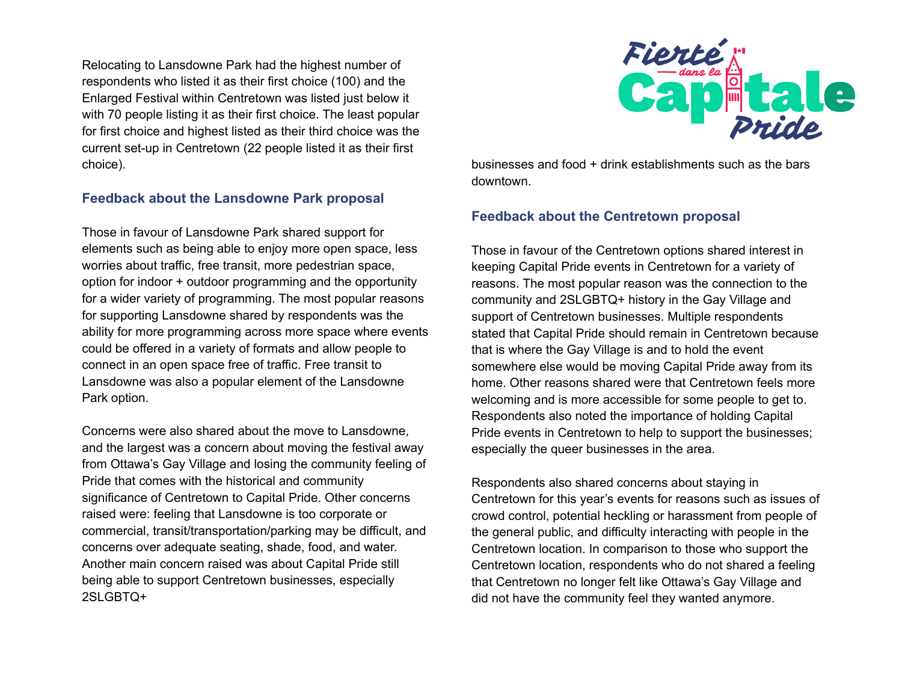Relocating to Lansdowne Park had the highest number of respondents who listed it as their first choice (100) and the Enlarged Festival within Centretown was listed just below it with 70 people listing it as their first choice. The least popular for first choice and highest listed as their third choice was the current set-up in Centretown (22 people listed it as their first choice).

### Feedback about the Lansdowne Park proposal

Those in favour of Lansdowne Park shared support for elements such as being able to enjoy more open space, less worries about traffic, free transit, more pedestrian space, option for indoor + outdoor programming and the opportunity for a wider variety of programming. The most popular reasons for supporting Lansdowne shared by respondents was the ability for more programming across more space where events could be offered in a variety of formats and allow people to connect in an open space free of traffic. Free transit to Lansdowne was also a popular element of the Lansdowne Park option.

Concerns were also shared about the move to Lansdowne, and the largest was a concern about moving the festival away from Ottawa's Gay Village and losing the community feeling of Pride that comes with the historical and community significance of Centretown to Capital Pride. Other concerns raised were: feeling that Lansdowne is too corporate or commercial, transit/transportation/parking may be difficult, and concerns over adequate seating, shade, food, and water. Another main concern raised was about Capital Pride still being able to support Centretown businesses, especially 2SLGBTQ+ businesses and food + drink establishments such as the bars downtown.

### Feedback about the Centretown proposal

Those in favour of the Centretown options shared interest in keeping Capital Pride events in Centretown for a variety of reasons. The most popular reason was the connection to the community and 2SLGBTQ+ history in the Gay Village and support of Centretown businesses. Multiple respondents stated that Capital Pride should remain in Centretown because that is where the Gay Village is and to hold the event somewhere else would be moving Capital Pride away from its home. Other reasons shared were that Centretown feels more welcoming and is more accessible for some people to get to. Respondents also noted the importance of holding Capital Pride events in Centretown to help to support the businesses; especially the queer businesses in the area.

Respondents also shared concerns about staying in Centretown for this year's events for reasons such as issues of crowd control, potential heckling or harassment from people of the general public, and difficulty interacting with people in the Centretown location. In comparison to those who support the Centretown location, respondents who do not shared a feeling that Centretown no longer felt like Ottawa's Gay Village and did not have the community feel they wanted anymore.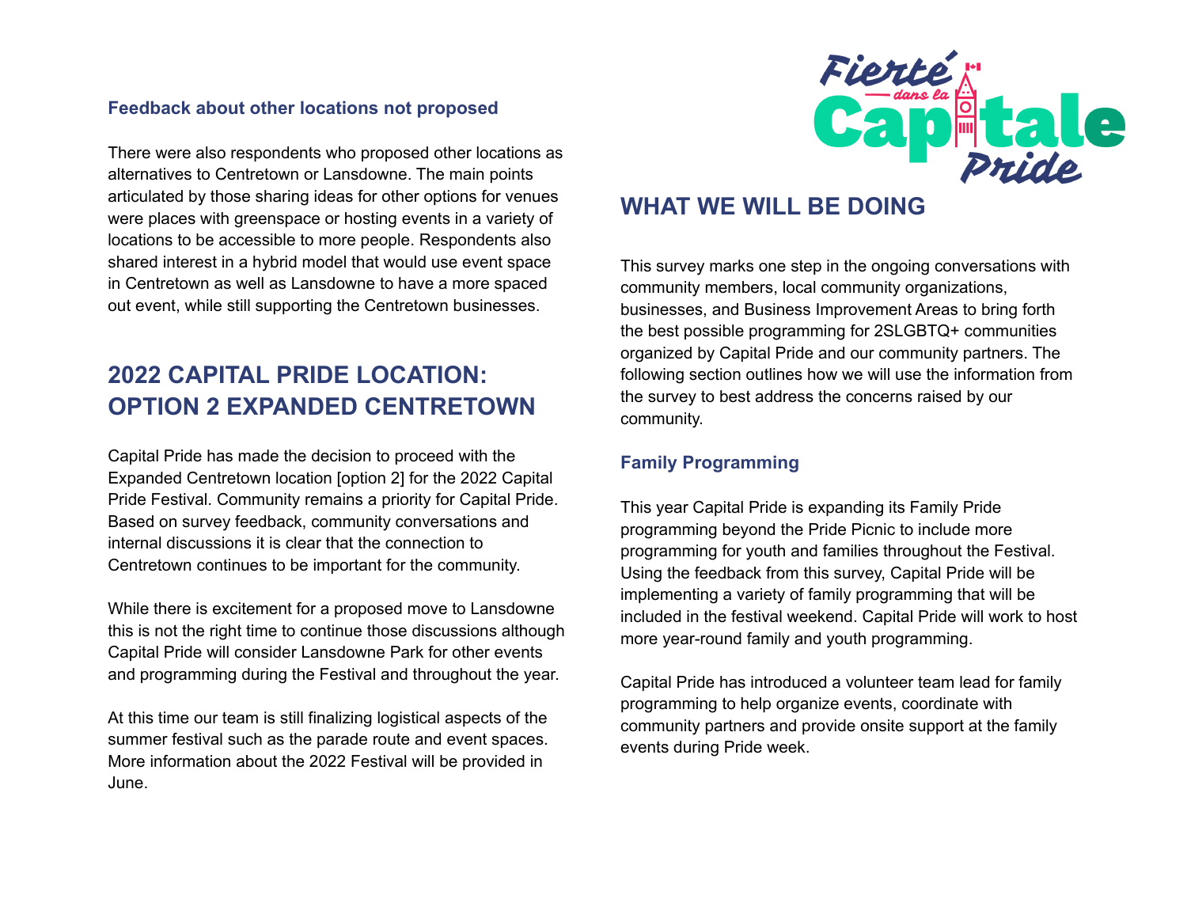### Feedback about other locations not proposed

There were also respondents who proposed other locations as alternatives to Centretown or Lansdowne. The main points articulated by those sharing ideas for other options for venues were places with greenspace or hosting events in a variety of locations to be accessible to more people. Respondents also shared interest in a hybrid model that would use event space in Centretown as well as Lansdowne to have a more spaced out event, while still supporting the Centretown businesses.

## 2022 CAPITAL PRIDE LOCATION: OPTION 2 EXPANDED CENTRETOWN

Capital Pride has made the decision to proceed with the Expanded Centretown location [option 2] for the 2022 Capital Pride Festival. Community remains a priority for Capital Pride. Based on survey feedback, community conversations and internal discussions it is clear that the connection to Centretown continues to be important for the community.

While there is excitement for a proposed move to Lansdowne this is not the right time to continue those discussions although Capital Pride will consider Lansdowne Park for other events and programming during the Festival and throughout the year.

At this time our team is still finalizing logistical aspects of the summer festival such as the parade route and event spaces. More information about the 2022 Festival will be provided in June.

## WHAT WE WILL BE DOING

This survey marks one step in the ongoing conversations with community members, local community organizations, businesses, and Business Improvement Areas to bring forth the best possible programming for 2SLGBTQ+ communities organized by Capital Pride and our community partners. The following section outlines how we will use the information from the survey to best address the concerns raised by our community.

### Family Programming

This year Capital Pride is expanding its Family Pride programming beyond the Pride Picnic to include more programming for youth and families throughout the Festival. Using the feedback from this survey, Capital Pride will be implementing a variety of family programming that will be included in the festival weekend. Capital Pride will work to host more year-round family and youth programming.

Capital Pride has introduced a volunteer team lead for family programming to help organize events, coordinate with community partners and provide onsite support at the family events during Pride week.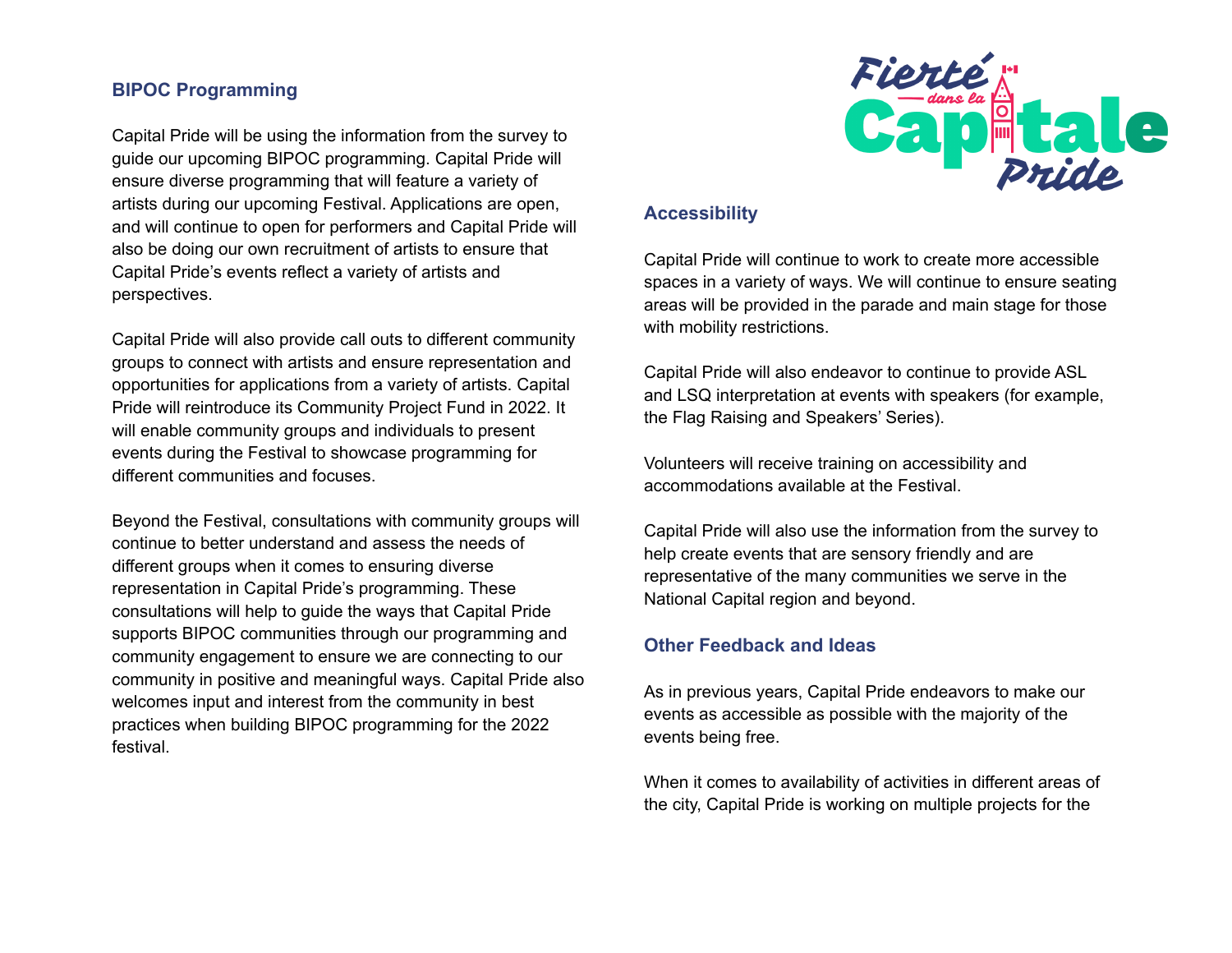## BIPOC Programming

Capital Pride will be using the information from the survey to guide our upcoming BIPOC programming. Capital Pride will ensure diverse programming that will feature a variety of artists during our upcoming Festival. Applications are open, and will continue to open for performers and Capital Pride will also be doing our own recruitment of artists to ensure that Capital Pride's events reflect a variety of artists and perspectives.

Capital Pride will also provide call outs to different community groups to connect with artists and ensure representation and opportunities for applications from a variety of artists. Capital Pride will reintroduce its Community Project Fund in 2022. It will enable community groups and individuals to present events during the Festival to showcase programming for different communities and focuses.

Beyond the Festival, consultations with community groups will continue to better understand and assess the needs of different groups when it comes to ensuring diverse representation in Capital Pride's programming. These consultations will help to guide the ways that Capital Pride supports BIPOC communities through our programming and community engagement to ensure we are connecting to our community in positive and meaningful ways. Capital Pride also welcomes input and interest from the community in best practices when building BIPOC programming for the 2022 festival.

## Accessibility

Capital Pride will continue to work to create more accessible spaces in a variety of ways. We will continue to ensure seating areas will be provided in the parade and main stage for those with mobility restrictions.

Capital Pride will also endeavor to continue to provide ASL and LSQ interpretation at events with speakers (for example, the Flag Raising and Speakers' Series).

Volunteers will receive training on accessibility and accommodations available at the Festival.

Capital Pride will also use the information from the survey to help create events that are sensory friendly and are representative of the many communities we serve in the National Capital region and beyond.

## Other Feedback and Ideas

As in previous years, Capital Pride endeavors to make our events as accessible as possible with the majority of the events being free.

When it comes to availability of activities in different areas of the city, Capital Pride is working on multiple projects for the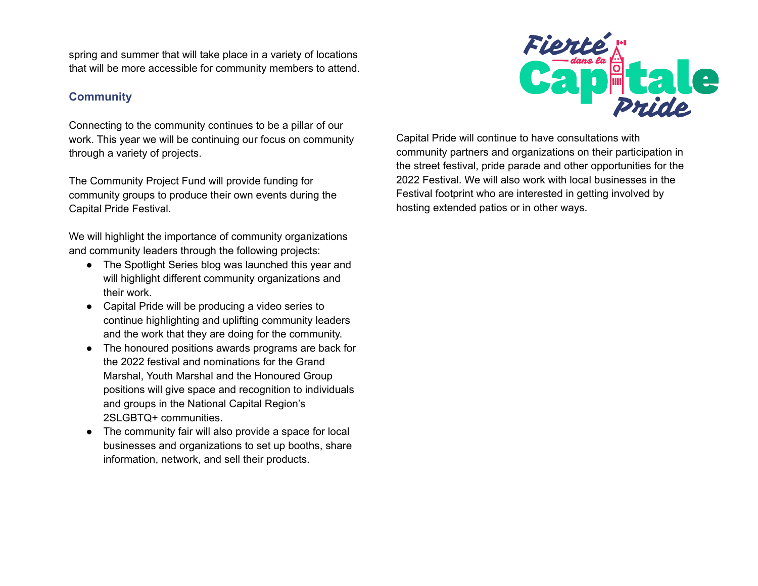spring and summer that will take place in a variety of locations that will be more accessible for community members to attend.

### Community

Connecting to the community continues to be a pillar of our work. This year we will be continuing our focus on community through a variety of projects.

The Community Project Fund will provide funding for community groups to produce their own events during the Capital Pride Festival.

We will highlight the importance of community organizations and community leaders through the following projects:

- The Spotlight Series blog was launched this year and will highlight different community organizations and their work.
- Capital Pride will be producing a video series to continue highlighting and uplifting community leaders and the work that they are doing for the community.
- The honoured positions awards programs are back for the 2022 festival and nominations for the Grand Marshal, Youth Marshal and the Honoured Group positions will give space and recognition to individuals and groups in the National Capital Region's 2SLGBTQ+ communities.
- The community fair will also provide a space for local businesses and organizations to set up booths, share information, network, and sell their products.

Capital Pride will continue to have consultations with community partners and organizations on their participation in the street festival, pride parade and other opportunities for the 2022 Festival. We will also work with local businesses in the Festival footprint who are interested in getting involved by hosting extended patios or in other ways.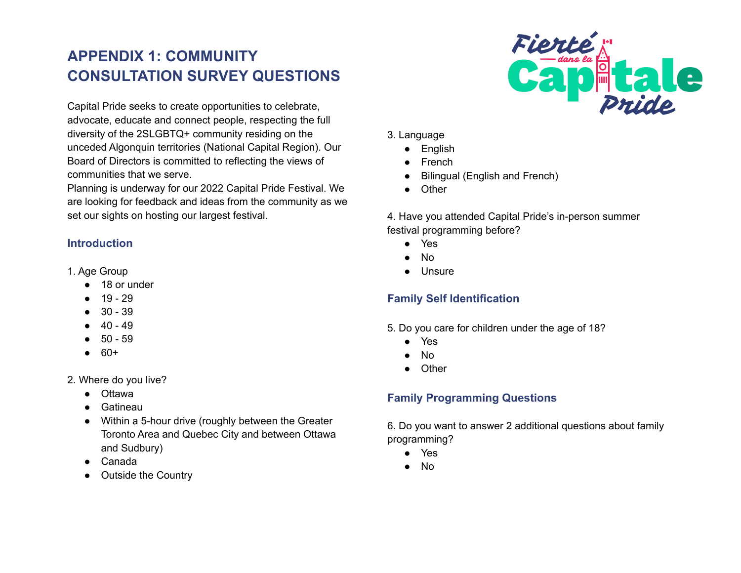# APPENDIX 1: COMMUNITY CONSULTATION SURVEY QUESTIONS

Capital Pride seeks to create opportunities to celebrate, advocate, educate and connect people, respecting the full diversity of the 2SLGBTQ+ community residing on the unceded Algonquin territories (National Capital Region). Our Board of Directors is committed to reflecting the views of communities that we serve.
Planning is underway for our 2022 Capital Pride Festival. We are looking for feedback and ideas from the community as we set our sights on hosting our largest festival.

### Introduction

1. Age Group
   - 18 or under
   - 19 - 29
   - 30 - 39
   - 40 - 49
   - 50 - 59
   - 60+

2. Where do you live?
   - Ottawa
   - Gatineau
   - Within a 5-hour drive (roughly between the Greater Toronto Area and Quebec City and between Ottawa and Sudbury)
   - Canada
   - Outside the Country

3. Language
   - English
   - French
   - Bilingual (English and French)
   - Other

4. Have you attended Capital Pride's in-person summer festival programming before?
   - Yes
   - No
   - Unsure

### Family Self Identification

5. Do you care for children under the age of 18?
   - Yes
   - No
   - Other

### Family Programming Questions

6. Do you want to answer 2 additional questions about family programming?
   - Yes
   - No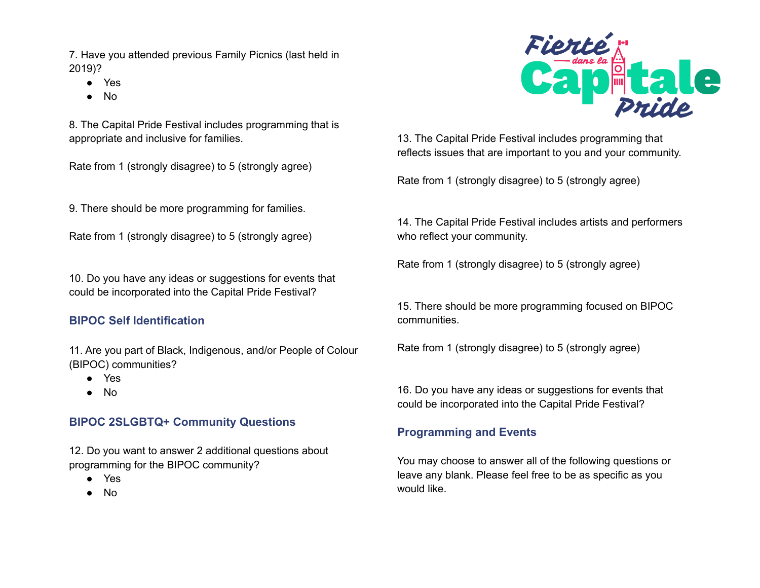7. Have you attended previous Family Picnics (last held in 2019)?

- Yes
- No

8. The Capital Pride Festival includes programming that is appropriate and inclusive for families.

Rate from 1 (strongly disagree) to 5 (strongly agree)

9. There should be more programming for families.

Rate from 1 (strongly disagree) to 5 (strongly agree)

10. Do you have any ideas or suggestions for events that could be incorporated into the Capital Pride Festival?

### BIPOC Self Identification

11. Are you part of Black, Indigenous, and/or People of Colour (BIPOC) communities?

- Yes
- No

### BIPOC 2SLGBTQ+ Community Questions

12. Do you want to answer 2 additional questions about programming for the BIPOC community?

- Yes
- No

Fierté dans la Capitale Pride

13. The Capital Pride Festival includes programming that reflects issues that are important to you and your community.

Rate from 1 (strongly disagree) to 5 (strongly agree)

14. The Capital Pride Festival includes artists and performers who reflect your community.

Rate from 1 (strongly disagree) to 5 (strongly agree)

15. There should be more programming focused on BIPOC communities.

Rate from 1 (strongly disagree) to 5 (strongly agree)

16. Do you have any ideas or suggestions for events that could be incorporated into the Capital Pride Festival?

### Programming and Events

You may choose to answer all of the following questions or leave any blank. Please feel free to be as specific as you would like.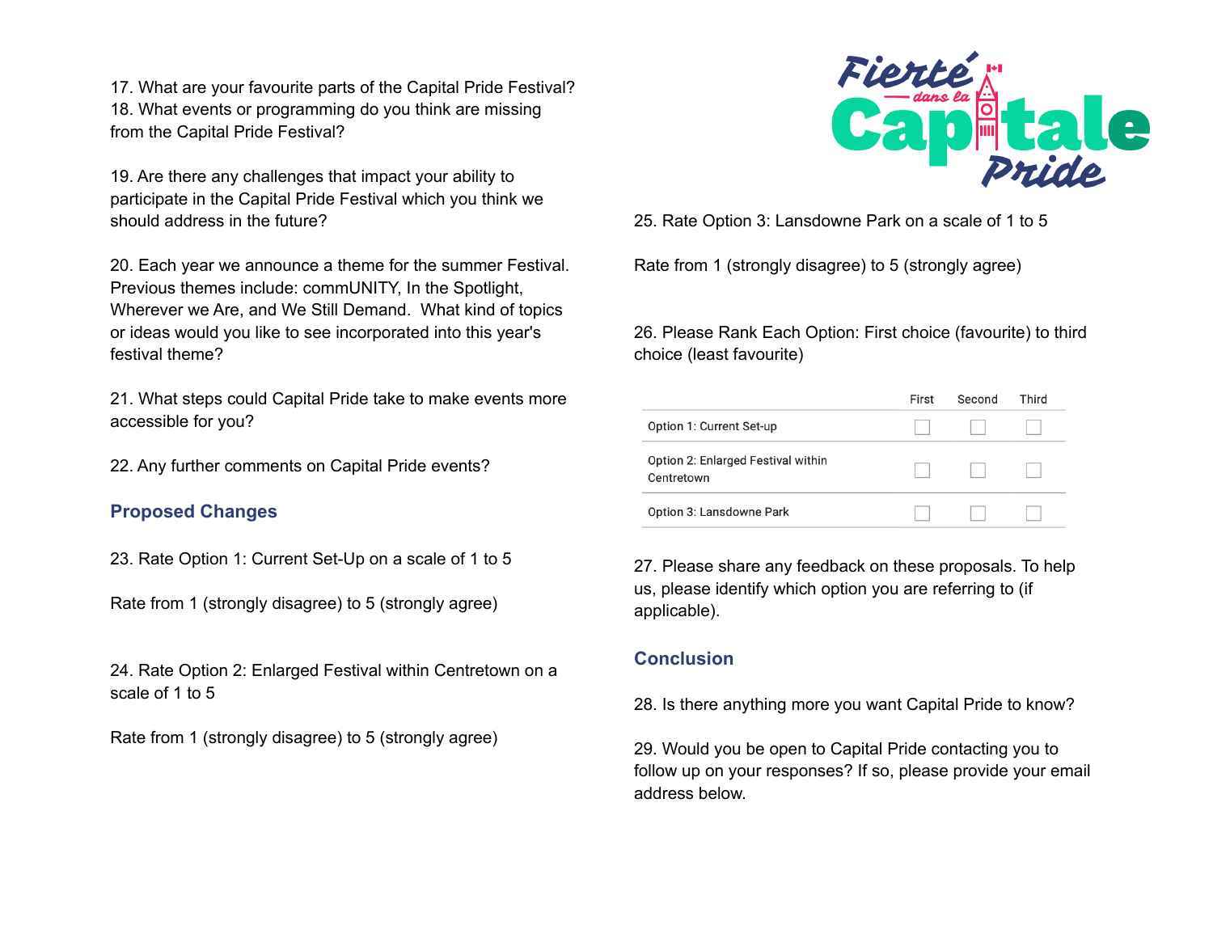17. What are your favourite parts of the Capital Pride Festival?
18. What events or programming do you think are missing from the Capital Pride Festival?

19. Are there any challenges that impact your ability to participate in the Capital Pride Festival which you think we should address in the future?

20. Each year we announce a theme for the summer Festival. Previous themes include: commUNITY, In the Spotlight, Wherever we Are, and We Still Demand. What kind of topics or ideas would you like to see incorporated into this year's festival theme?

21. What steps could Capital Pride take to make events more accessible for you?

22. Any further comments on Capital Pride events?

## Proposed Changes

23. Rate Option 1: Current Set-Up on a scale of 1 to 5

Rate from 1 (strongly disagree) to 5 (strongly agree)

24. Rate Option 2: Enlarged Festival within Centretown on a scale of 1 to 5

Rate from 1 (strongly disagree) to 5 (strongly agree)

Fierté dans la Capitale Pride

25. Rate Option 3: Lansdowne Park on a scale of 1 to 5

Rate from 1 (strongly disagree) to 5 (strongly agree)

26. Please Rank Each Option: First choice (favourite) to third choice (least favourite)

| | First | Second | Third |
|---|---|---|---|
| Option 1: Current Set-up | ☐ | ☐ | ☐ |
| Option 2: Enlarged Festival within Centretown | ☐ | ☐ | ☐ |
| Option 3: Lansdowne Park | ☐ | ☐ | ☐ |

27. Please share any feedback on these proposals. To help us, please identify which option you are referring to (if applicable).

## Conclusion

28. Is there anything more you want Capital Pride to know?

29. Would you be open to Capital Pride contacting you to follow up on your responses? If so, please provide your email address below.